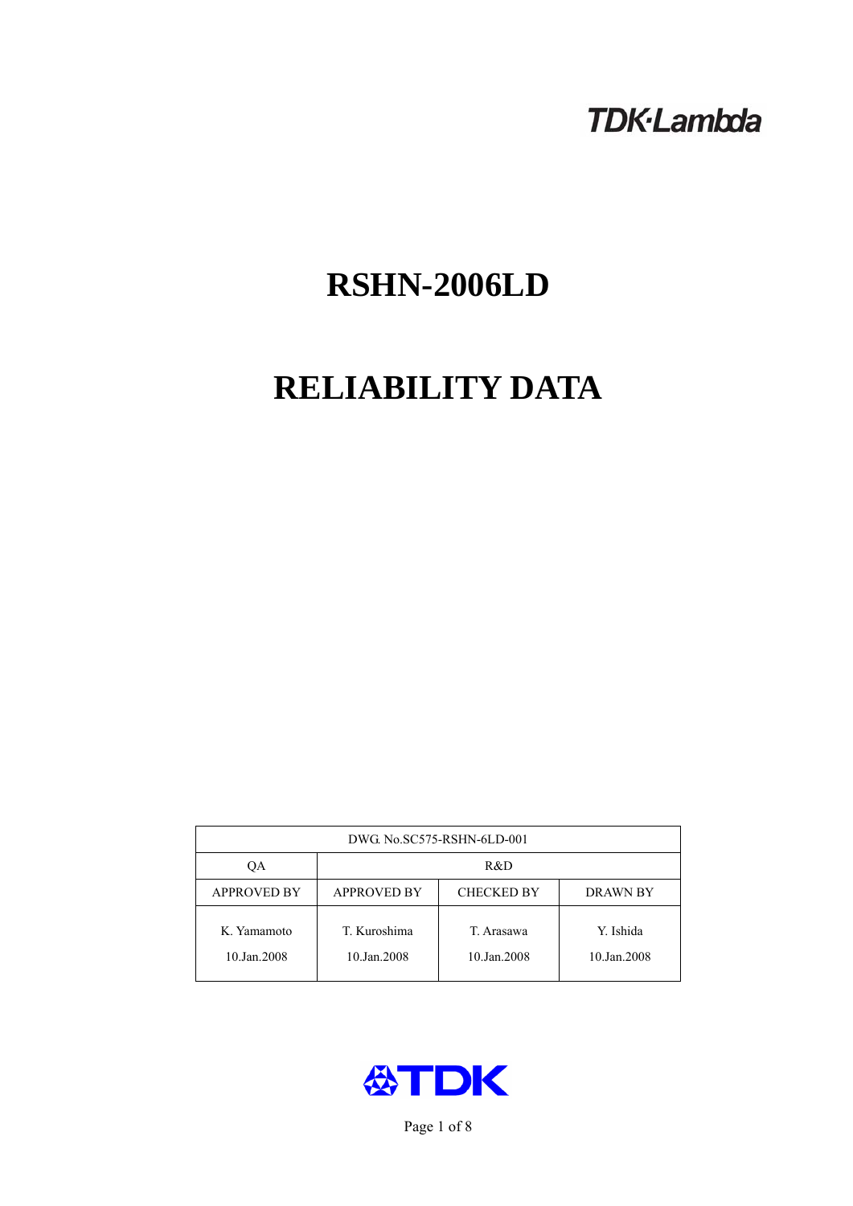TDK·Lambda

# RSHN-2006LD

# RELIABILITY DATA

| DWG. No.SC575-RSHN-6LD-001 | | | |
|---|---|---|---|
| QA | R&D | | |
| APPROVED BY | APPROVED BY | CHECKED BY | DRAWN BY |
| K. Yamamoto<br>10.Jan.2008 | T. Kuroshima<br>10.Jan.2008 | T. Arasawa<br>10.Jan.2008 | Y. Ishida<br>10.Jan.2008 |

TDK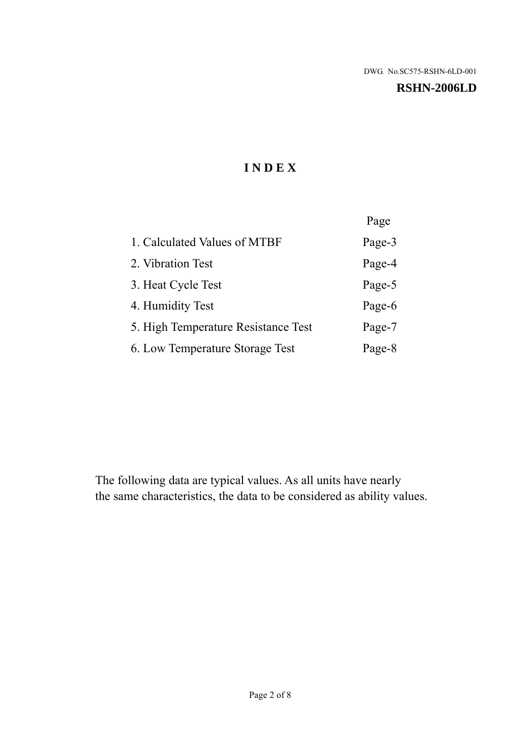DWG. No.SC575-RSHN-6LD-001

**RSHN-2006LD**

# INDEX

| | Page |
|---|---|
| 1. Calculated Values of MTBF | Page-3 |
| 2. Vibration Test | Page-4 |
| 3. Heat Cycle Test | Page-5 |
| 4. Humidity Test | Page-6 |
| 5. High Temperature Resistance Test | Page-7 |
| 6. Low Temperature Storage Test | Page-8 |

The following data are typical values. As all units have nearly the same characteristics, the data to be considered as ability values.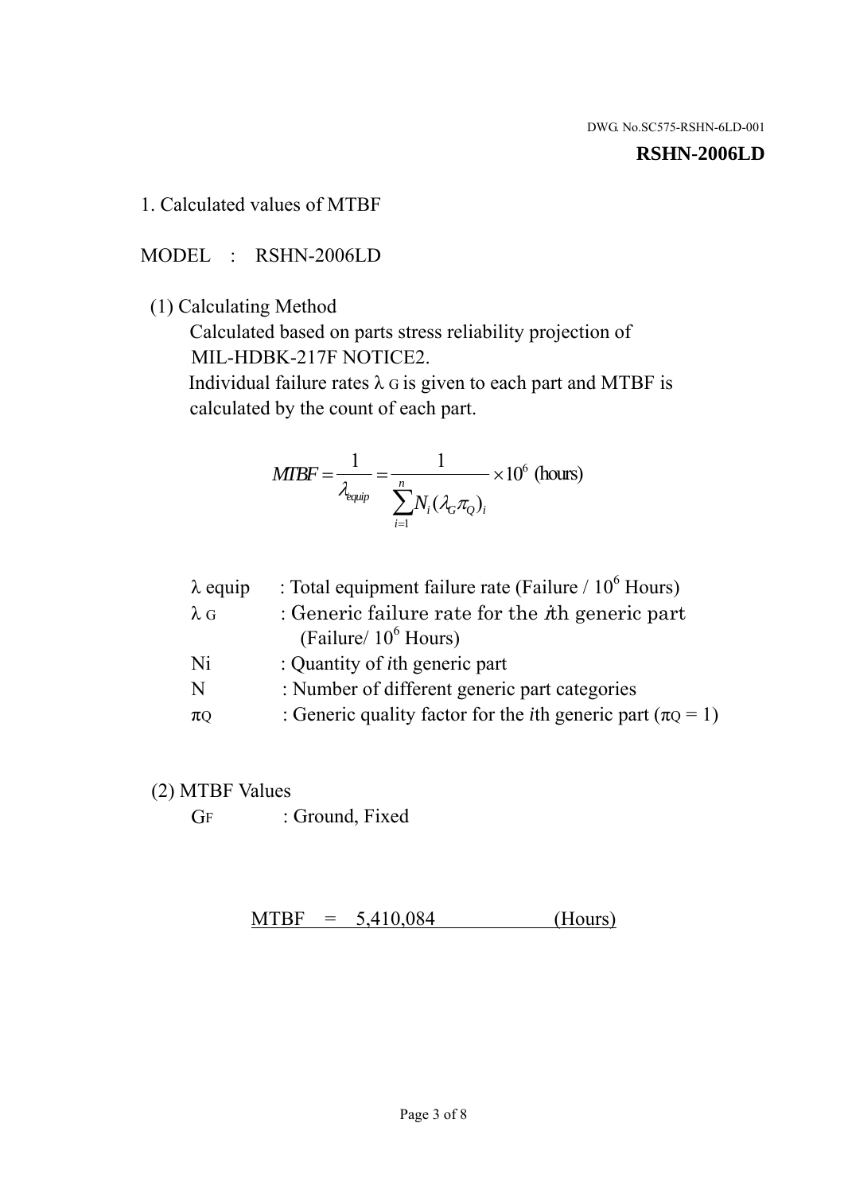DWG. No.SC575-RSHN-6LD-001

**RSHN-2006LD**

1. Calculated values of MTBF

MODEL : RSHN-2006LD

(1) Calculating Method

Calculated based on parts stress reliability projection of MIL-HDBK-217F NOTICE2.

Individual failure rates $\lambda_G$ is given to each part and MTBF is calculated by the count of each part.

$$MTBF = \frac{1}{\lambda_{equip}} = \frac{1}{\sum_{i=1}^{n} N_i (\lambda_G \pi_Q)_i} \times 10^6 \text{ (hours)}$$

| | |
|---|---|
| $\lambda$ equip | : Total equipment failure rate (Failure / $10^6$ Hours) |
| $\lambda_G$ | : Generic failure rate for the $i$th generic part (Failure/ $10^6$ Hours) |
| Ni | : Quantity of $i$th generic part |
| N | : Number of different generic part categories |
| $\pi_Q$ | : Generic quality factor for the $i$th generic part ($\pi_Q = 1$) |

(2) MTBF Values

$G_F$ : Ground, Fixed

MTBF = 5,410,084 (Hours)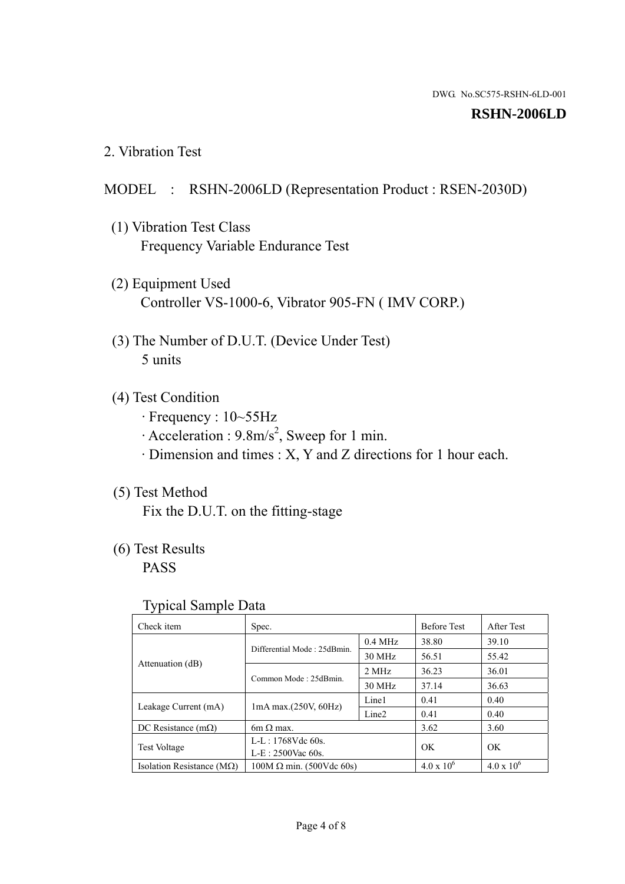DWG. No.SC575-RSHN-6LD-001

**RSHN-2006LD**

## 2. Vibration Test

MODEL : RSHN-2006LD (Representation Product : RSEN-2030D)

(1) Vibration Test Class
Frequency Variable Endurance Test

(2) Equipment Used
Controller VS-1000-6, Vibrator 905-FN ( IMV CORP.)

(3) The Number of D.U.T. (Device Under Test)
5 units

(4) Test Condition
· Frequency : 10~55Hz
· Acceleration : 9.8m/s$^2$, Sweep for 1 min.
· Dimension and times : X, Y and Z directions for 1 hour each.

(5) Test Method
Fix the D.U.T. on the fitting-stage

(6) Test Results
PASS

Typical Sample Data

| Check item | Spec. | | Before Test | After Test |
|---|---|---|---|---|
| Attenuation (dB) | Differential Mode : 25dBmin. | 0.4 MHz | 38.80 | 39.10 |
| | | 30 MHz | 56.51 | 55.42 |
| | Common Mode : 25dBmin. | 2 MHz | 36.23 | 36.01 |
| | | 30 MHz | 37.14 | 36.63 |
| Leakage Current (mA) | 1mA max.(250V, 60Hz) | Line1 | 0.41 | 0.40 |
| | | Line2 | 0.41 | 0.40 |
| DC Resistance (mΩ) | 6m Ω max. | | 3.62 | 3.60 |
| Test Voltage | L-L : 1768Vdc 60s.<br>L-E : 2500Vac 60s. | | OK | OK |
| Isolation Resistance (MΩ) | 100M Ω min. (500Vdc 60s) | | $4.0 \times 10^6$ | $4.0 \times 10^6$ |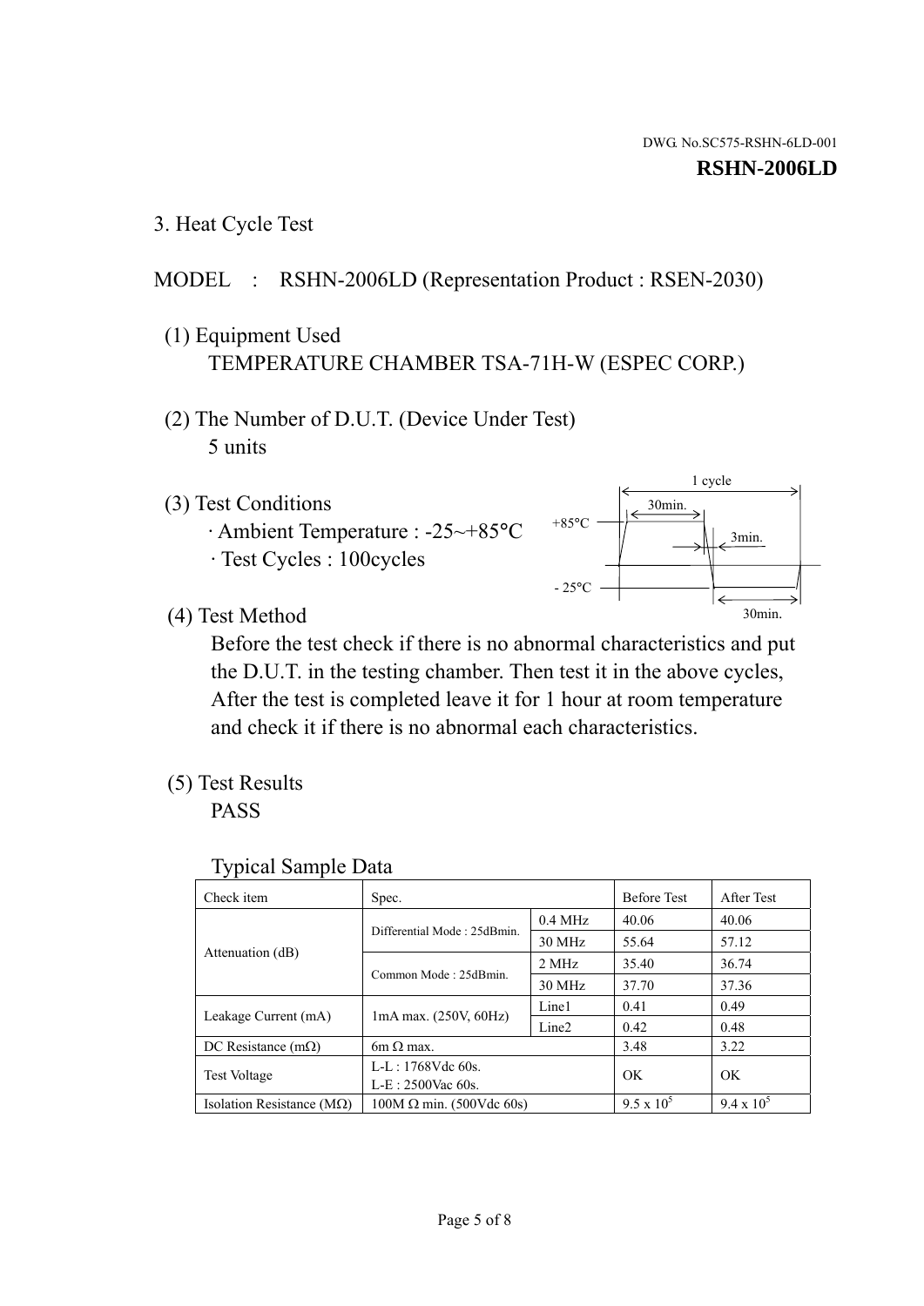DWG. No.SC575-RSHN-6LD-001

**RSHN-2006LD**

## 3. Heat Cycle Test

MODEL : RSHN-2006LD (Representation Product : RSEN-2030)

(1) Equipment Used

TEMPERATURE CHAMBER TSA-71H-W (ESPEC CORP.)

(2) The Number of D.U.T. (Device Under Test)

5 units

(3) Test Conditions

· Ambient Temperature : -25~+85°C

· Test Cycles : 100cycles

1 cycle

30min.

3min.

30min.

+85°C

- 25°C

(4) Test Method

Before the test check if there is no abnormal characteristics and put the D.U.T. in the testing chamber. Then test it in the above cycles, After the test is completed leave it for 1 hour at room temperature and check it if there is no abnormal each characteristics.

(5) Test Results

PASS

Typical Sample Data

| Check item | Spec. | | Before Test | After Test |
|---|---|---|---|---|
| Attenuation (dB) | Differential Mode : 25dBmin. | 0.4 MHz | 40.06 | 40.06 |
| | | 30 MHz | 55.64 | 57.12 |
| | Common Mode : 25dBmin. | 2 MHz | 35.40 | 36.74 |
| | | 30 MHz | 37.70 | 37.36 |
| Leakage Current (mA) | 1mA max. (250V, 60Hz) | Line1 | 0.41 | 0.49 |
| | | Line2 | 0.42 | 0.48 |
| DC Resistance (mΩ) | 6m Ω max. | | 3.48 | 3.22 |
| Test Voltage | L-L : 1768Vdc 60s.<br>L-E : 2500Vac 60s. | | OK | OK |
| Isolation Resistance (MΩ) | 100M Ω min. (500Vdc 60s) | | $9.5 \times 10^5$ | $9.4 \times 10^5$ |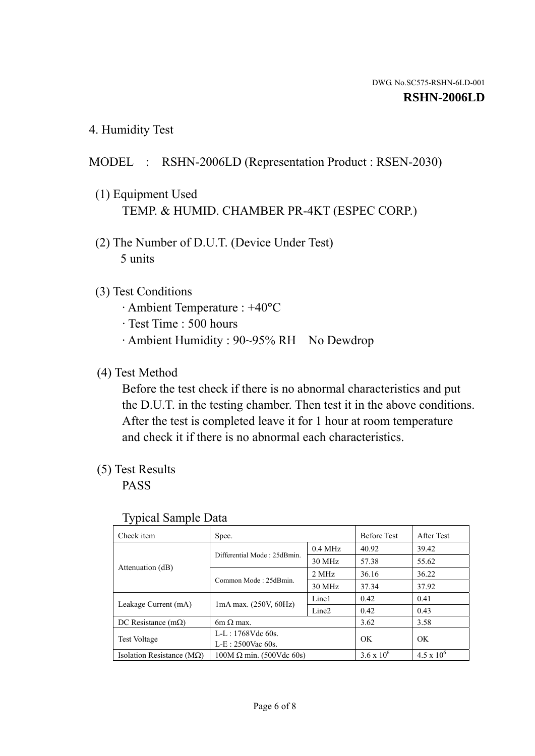DWG. No.SC575-RSHN-6LD-001

**RSHN-2006LD**

## 4. Humidity Test

MODEL : RSHN-2006LD (Representation Product : RSEN-2030)

(1) Equipment Used

TEMP. & HUMID. CHAMBER PR-4KT (ESPEC CORP.)

(2) The Number of D.U.T. (Device Under Test)

5 units

(3) Test Conditions

- Ambient Temperature : +40°C
- Test Time : 500 hours
- Ambient Humidity : 90~95% RH No Dewdrop

(4) Test Method

Before the test check if there is no abnormal characteristics and put the D.U.T. in the testing chamber. Then test it in the above conditions. After the test is completed leave it for 1 hour at room temperature and check it if there is no abnormal each characteristics.

(5) Test Results

PASS

Typical Sample Data

| Check item | Spec. | | Before Test | After Test |
|---|---|---|---|---|
| Attenuation (dB) | Differential Mode : 25dBmin. | 0.4 MHz | 40.92 | 39.42 |
| | | 30 MHz | 57.38 | 55.62 |
| | Common Mode : 25dBmin. | 2 MHz | 36.16 | 36.22 |
| | | 30 MHz | 37.34 | 37.92 |
| Leakage Current (mA) | 1mA max. (250V, 60Hz) | Line1 | 0.42 | 0.41 |
| | | Line2 | 0.42 | 0.43 |
| DC Resistance (mΩ) | 6m Ω max. | | 3.62 | 3.58 |
| Test Voltage | L-L : 1768Vdc 60s.<br>L-E : 2500Vac 60s. | | OK | OK |
| Isolation Resistance (MΩ) | 100M Ω min. (500Vdc 60s) | | $3.6 \times 10^6$ | $4.5 \times 10^6$ |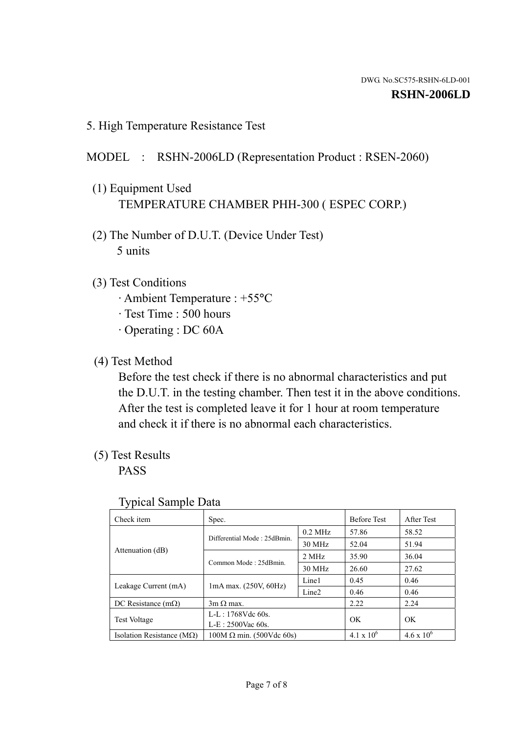DWG. No.SC575-RSHN-6LD-001

**RSHN-2006LD**

## 5. High Temperature Resistance Test

MODEL : RSHN-2006LD (Representation Product : RSEN-2060)

(1) Equipment Used
TEMPERATURE CHAMBER PHH-300 ( ESPEC CORP.)

(2) The Number of D.U.T. (Device Under Test)
5 units

(3) Test Conditions
· Ambient Temperature : +55°C
· Test Time : 500 hours
· Operating : DC 60A

(4) Test Method
Before the test check if there is no abnormal characteristics and put the D.U.T. in the testing chamber. Then test it in the above conditions. After the test is completed leave it for 1 hour at room temperature and check it if there is no abnormal each characteristics.

(5) Test Results
PASS

Typical Sample Data

| Check item | Spec. | | Before Test | After Test |
|---|---|---|---|---|
| Attenuation (dB) | Differential Mode : 25dBmin. | 0.2 MHz | 57.86 | 58.52 |
| | | 30 MHz | 52.04 | 51.94 |
| | Common Mode : 25dBmin. | 2 MHz | 35.90 | 36.04 |
| | | 30 MHz | 26.60 | 27.62 |
| Leakage Current (mA) | 1mA max. (250V, 60Hz) | Line1 | 0.45 | 0.46 |
| | | Line2 | 0.46 | 0.46 |
| DC Resistance (mΩ) | 3m Ω max. | | 2.22 | 2.24 |
| Test Voltage | L-L : 1768Vdc 60s.<br>L-E : 2500Vac 60s. | | OK | OK |
| Isolation Resistance (MΩ) | 100M Ω min. (500Vdc 60s) | | $4.1 \times 10^6$ | $4.6 \times 10^6$ |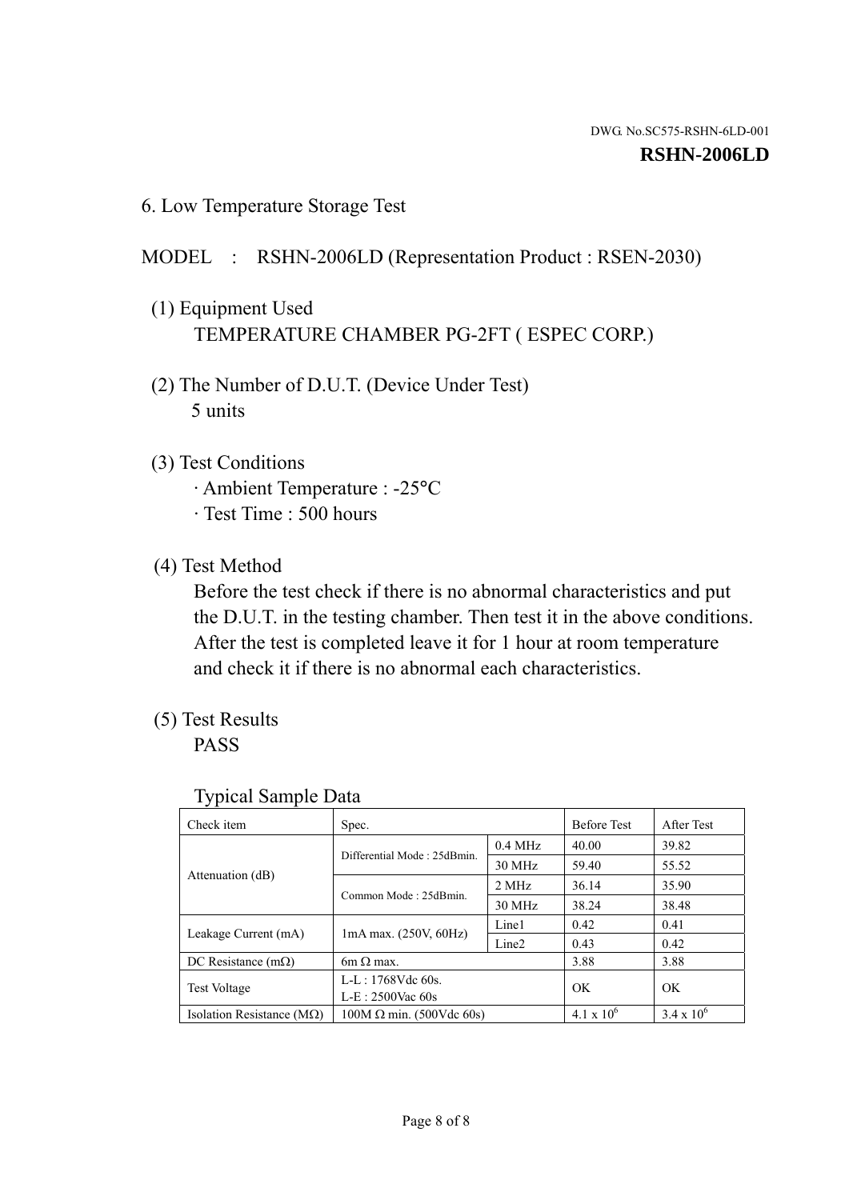DWG. No.SC575-RSHN-6LD-001

**RSHN-2006LD**

## 6. Low Temperature Storage Test

MODEL : RSHN-2006LD (Representation Product : RSEN-2030)

(1) Equipment Used

TEMPERATURE CHAMBER PG-2FT ( ESPEC CORP.)

(2) The Number of D.U.T. (Device Under Test)

5 units

(3) Test Conditions

· Ambient Temperature : -25°C

· Test Time : 500 hours

(4) Test Method

Before the test check if there is no abnormal characteristics and put the D.U.T. in the testing chamber. Then test it in the above conditions. After the test is completed leave it for 1 hour at room temperature and check it if there is no abnormal each characteristics.

(5) Test Results

PASS

Typical Sample Data

| Check item | Spec. | | Before Test | After Test |
|---|---|---|---|---|
| Attenuation (dB) | Differential Mode : 25dBmin. | 0.4 MHz | 40.00 | 39.82 |
| | | 30 MHz | 59.40 | 55.52 |
| | Common Mode : 25dBmin. | 2 MHz | 36.14 | 35.90 |
| | | 30 MHz | 38.24 | 38.48 |
| Leakage Current (mA) | 1mA max. (250V, 60Hz) | Line1 | 0.42 | 0.41 |
| | | Line2 | 0.43 | 0.42 |
| DC Resistance (mΩ) | 6m Ω max. | | 3.88 | 3.88 |
| Test Voltage | L-L : 1768Vdc 60s. L-E : 2500Vac 60s | | OK | OK |
| Isolation Resistance (MΩ) | 100M Ω min. (500Vdc 60s) | | $4.1 \times 10^6$ | $3.4 \times 10^6$ |